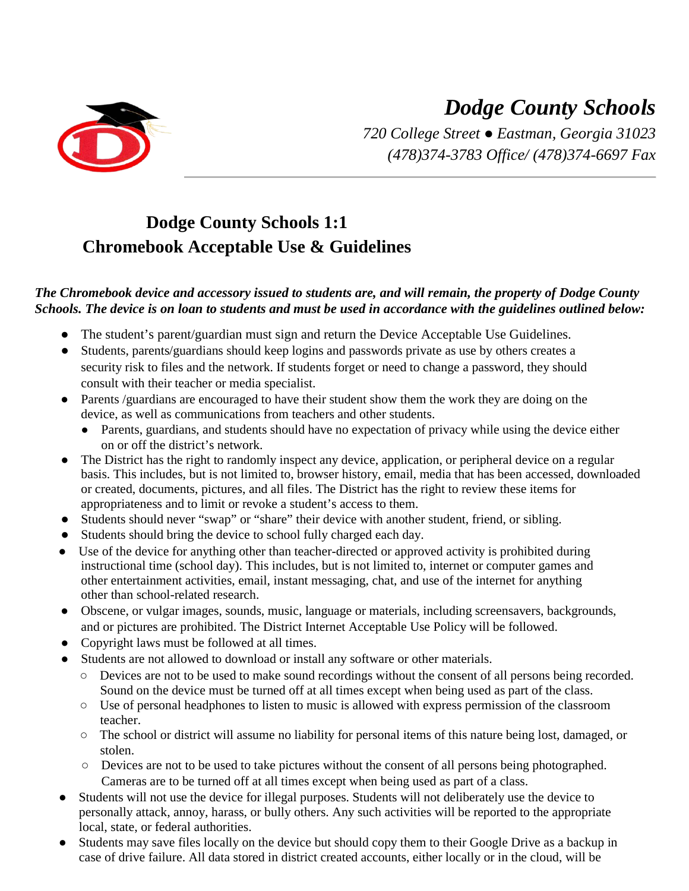# *Dodge County Schools*

*720 College Street ● Eastman, Georgia 31023*
*(478)374-3783 Office/ (478)374-6697 Fax*

## Dodge County Schools 1:1
## Chromebook Acceptable Use & Guidelines

***The Chromebook device and accessory issued to students are, and will remain, the property of Dodge County Schools. The device is on loan to students and must be used in accordance with the guidelines outlined below:***

- The student's parent/guardian must sign and return the Device Acceptable Use Guidelines.
- Students, parents/guardians should keep logins and passwords private as use by others creates a security risk to files and the network. If students forget or need to change a password, they should consult with their teacher or media specialist.
- Parents /guardians are encouraged to have their student show them the work they are doing on the device, as well as communications from teachers and other students.
  - Parents, guardians, and students should have no expectation of privacy while using the device either on or off the district's network.
- The District has the right to randomly inspect any device, application, or peripheral device on a regular basis. This includes, but is not limited to, browser history, email, media that has been accessed, downloaded or created, documents, pictures, and all files. The District has the right to review these items for appropriateness and to limit or revoke a student's access to them.
- Students should never "swap" or "share" their device with another student, friend, or sibling.
- Students should bring the device to school fully charged each day.
- Use of the device for anything other than teacher-directed or approved activity is prohibited during instructional time (school day). This includes, but is not limited to, internet or computer games and other entertainment activities, email, instant messaging, chat, and use of the internet for anything other than school-related research.
- Obscene, or vulgar images, sounds, music, language or materials, including screensavers, backgrounds, and or pictures are prohibited. The District Internet Acceptable Use Policy will be followed.
- Copyright laws must be followed at all times.
- Students are not allowed to download or install any software or other materials.
  - Devices are not to be used to make sound recordings without the consent of all persons being recorded. Sound on the device must be turned off at all times except when being used as part of the class.
  - Use of personal headphones to listen to music is allowed with express permission of the classroom teacher.
  - The school or district will assume no liability for personal items of this nature being lost, damaged, or stolen.
  - Devices are not to be used to take pictures without the consent of all persons being photographed. Cameras are to be turned off at all times except when being used as part of a class.
- Students will not use the device for illegal purposes. Students will not deliberately use the device to personally attack, annoy, harass, or bully others. Any such activities will be reported to the appropriate local, state, or federal authorities.
- Students may save files locally on the device but should copy them to their Google Drive as a backup in case of drive failure. All data stored in district created accounts, either locally or in the cloud, will be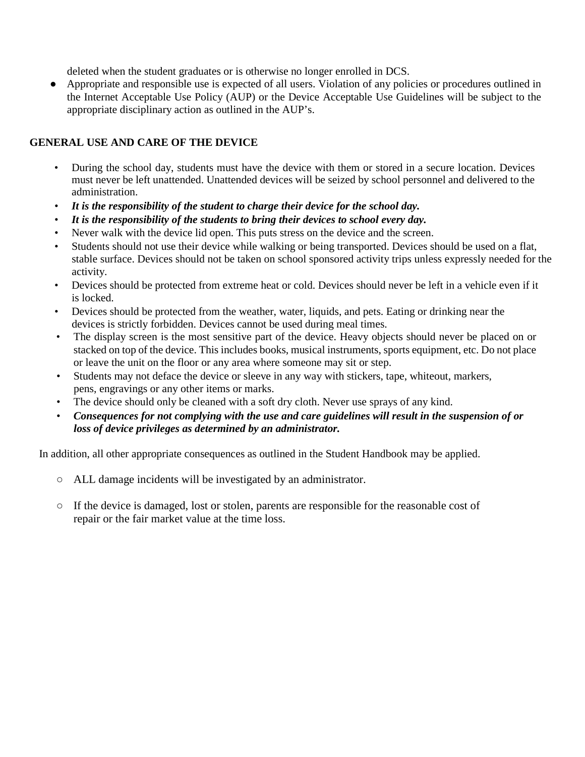deleted when the student graduates or is otherwise no longer enrolled in DCS.

- Appropriate and responsible use is expected of all users. Violation of any policies or procedures outlined in the Internet Acceptable Use Policy (AUP) or the Device Acceptable Use Guidelines will be subject to the appropriate disciplinary action as outlined in the AUP's.

**GENERAL USE AND CARE OF THE DEVICE**

- During the school day, students must have the device with them or stored in a secure location. Devices must never be left unattended. Unattended devices will be seized by school personnel and delivered to the administration.
- ***It is the responsibility of the student to charge their device for the school day.***
- ***It is the responsibility of the students to bring their devices to school every day.***
- Never walk with the device lid open. This puts stress on the device and the screen.
- Students should not use their device while walking or being transported. Devices should be used on a flat, stable surface. Devices should not be taken on school sponsored activity trips unless expressly needed for the activity.
- Devices should be protected from extreme heat or cold. Devices should never be left in a vehicle even if it is locked.
- Devices should be protected from the weather, water, liquids, and pets. Eating or drinking near the devices is strictly forbidden. Devices cannot be used during meal times.
- The display screen is the most sensitive part of the device. Heavy objects should never be placed on or stacked on top of the device. This includes books, musical instruments, sports equipment, etc. Do not place or leave the unit on the floor or any area where someone may sit or step.
- Students may not deface the device or sleeve in any way with stickers, tape, whiteout, markers, pens, engravings or any other items or marks.
- The device should only be cleaned with a soft dry cloth. Never use sprays of any kind.
- ***Consequences for not complying with the use and care guidelines will result in the suspension of or loss of device privileges as determined by an administrator.***

In addition, all other appropriate consequences as outlined in the Student Handbook may be applied.

- ALL damage incidents will be investigated by an administrator.
- If the device is damaged, lost or stolen, parents are responsible for the reasonable cost of repair or the fair market value at the time loss.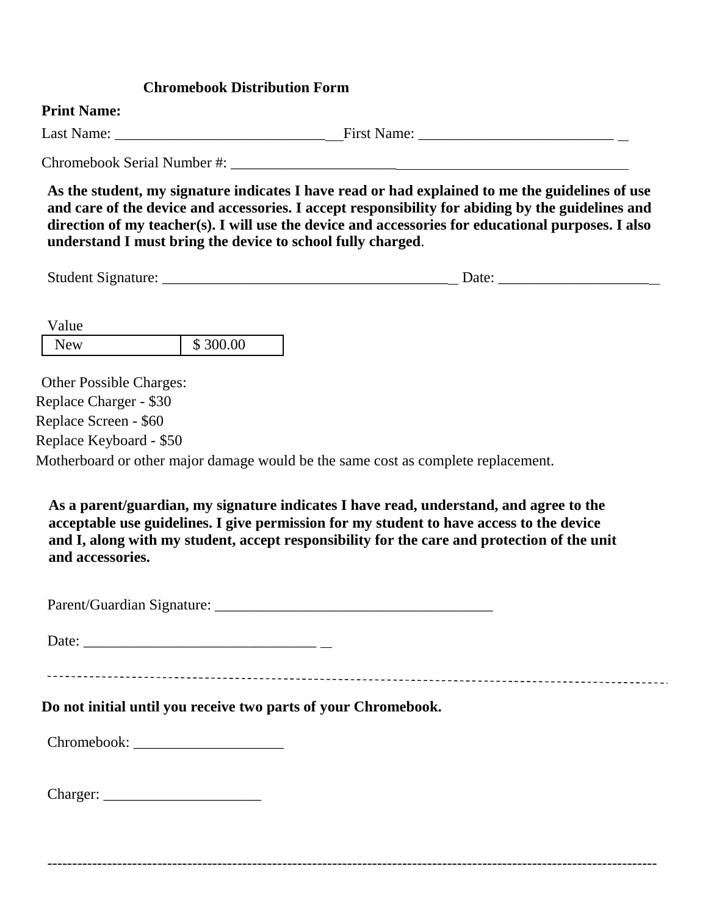## Chromebook Distribution Form

**Print Name:**

Last Name: ______________________________ First Name: ___________________________

Chromebook Serial Number #: ________________________________________________________

**As the student, my signature indicates I have read or had explained to me the guidelines of use and care of the device and accessories. I accept responsibility for abiding by the guidelines and direction of my teacher(s). I will use the device and accessories for educational purposes. I also understand I must bring the device to school fully charged**.

Student Signature: ________________________________________ Date: ______________________

Value

| | |
|---|---|
| New | $ 300.00 |

Other Possible Charges:

Replace Charger - $30

Replace Screen - $60

Replace Keyboard - $50

Motherboard or other major damage would be the same cost as complete replacement.

**As a parent/guardian, my signature indicates I have read, understand, and agree to the acceptable use guidelines. I give permission for my student to have access to the device and I, along with my student, accept responsibility for the care and protection of the unit and accessories.**

Parent/Guardian Signature: _______________________________________

Date: ________________________________

---

**Do not initial until you receive two parts of your Chromebook.**

Chromebook: _____________________

Charger: ______________________

---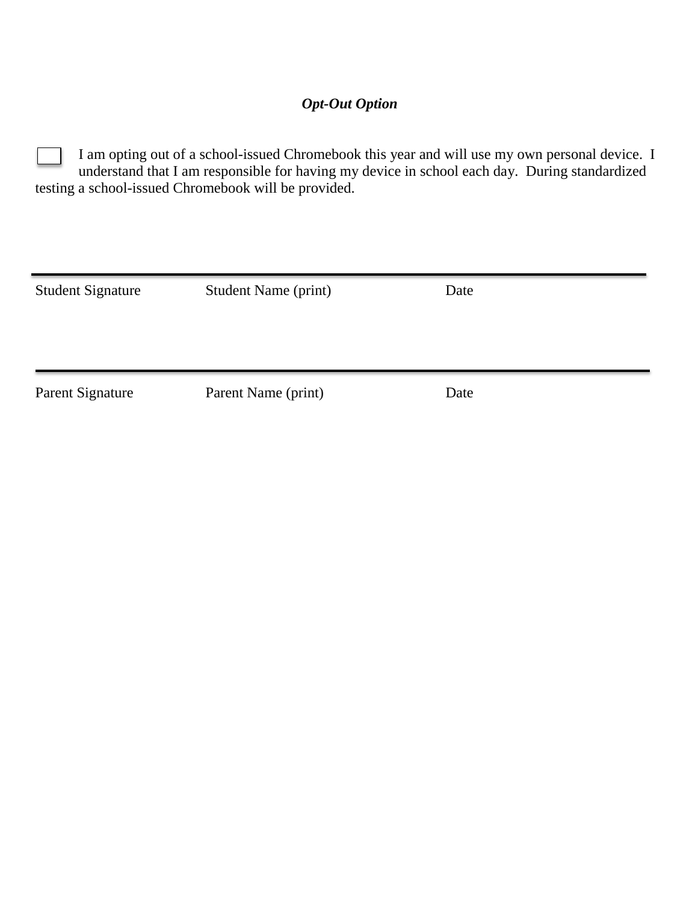***Opt-Out Option***

☐ I am opting out of a school-issued Chromebook this year and will use my own personal device. I understand that I am responsible for having my device in school each day. During standardized testing a school-issued Chromebook will be provided.

---

Student Signature        Student Name (print)        Date

---

Parent Signature        Parent Name (print)        Date